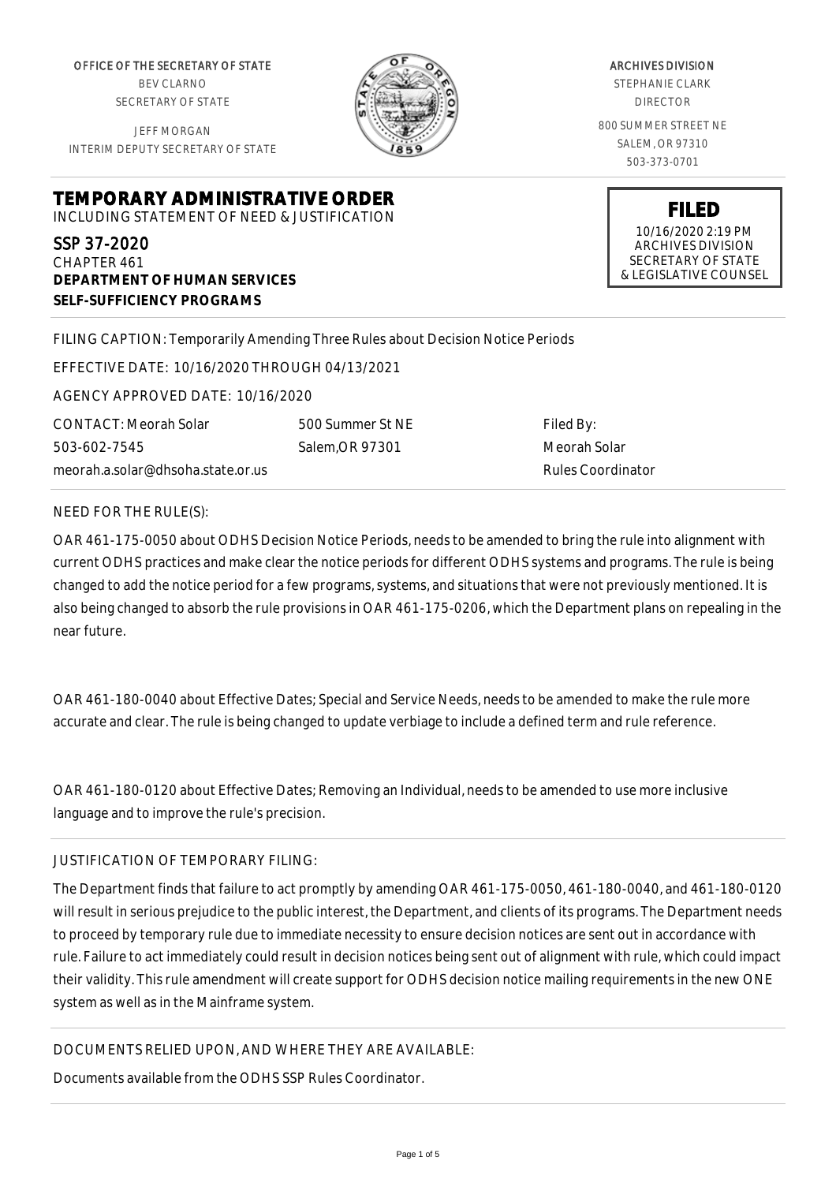OFFICE OF THE SECRETARY OF STATE
BEV CLARNO
SECRETARY OF STATE

JEFF MORGAN
INTERIM DEPUTY SECRETARY OF STATE

ARCHIVES DIVISION
STEPHANIE CLARK
DIRECTOR

800 SUMMER STREET NE
SALEM, OR 97310
503-373-0701

**FILED**
10/16/2020 2:19 PM
ARCHIVES DIVISION
SECRETARY OF STATE
& LEGISLATIVE COUNSEL

# TEMPORARY ADMINISTRATIVE ORDER

INCLUDING STATEMENT OF NEED & JUSTIFICATION

SSP 37-2020
CHAPTER 461
**DEPARTMENT OF HUMAN SERVICES**
**SELF-SUFFICIENCY PROGRAMS**

FILING CAPTION: Temporarily Amending Three Rules about Decision Notice Periods

EFFECTIVE DATE: 10/16/2020 THROUGH 04/13/2021

AGENCY APPROVED DATE: 10/16/2020

CONTACT: Meorah Solar
503-602-7545
meorah.a.solar@dhsoha.state.or.us

500 Summer St NE
Salem,OR 97301

Filed By:
Meorah Solar
Rules Coordinator

NEED FOR THE RULE(S):

OAR 461-175-0050 about ODHS Decision Notice Periods, needs to be amended to bring the rule into alignment with current ODHS practices and make clear the notice periods for different ODHS systems and programs. The rule is being changed to add the notice period for a few programs, systems, and situations that were not previously mentioned. It is also being changed to absorb the rule provisions in OAR 461-175-0206, which the Department plans on repealing in the near future.

OAR 461-180-0040 about Effective Dates; Special and Service Needs, needs to be amended to make the rule more accurate and clear. The rule is being changed to update verbiage to include a defined term and rule reference.

OAR 461-180-0120 about Effective Dates; Removing an Individual, needs to be amended to use more inclusive language and to improve the rule's precision.

JUSTIFICATION OF TEMPORARY FILING:

The Department finds that failure to act promptly by amending OAR 461-175-0050, 461-180-0040, and 461-180-0120 will result in serious prejudice to the public interest, the Department, and clients of its programs. The Department needs to proceed by temporary rule due to immediate necessity to ensure decision notices are sent out in accordance with rule. Failure to act immediately could result in decision notices being sent out of alignment with rule, which could impact their validity. This rule amendment will create support for ODHS decision notice mailing requirements in the new ONE system as well as in the Mainframe system.

DOCUMENTS RELIED UPON, AND WHERE THEY ARE AVAILABLE:

Documents available from the ODHS SSP Rules Coordinator.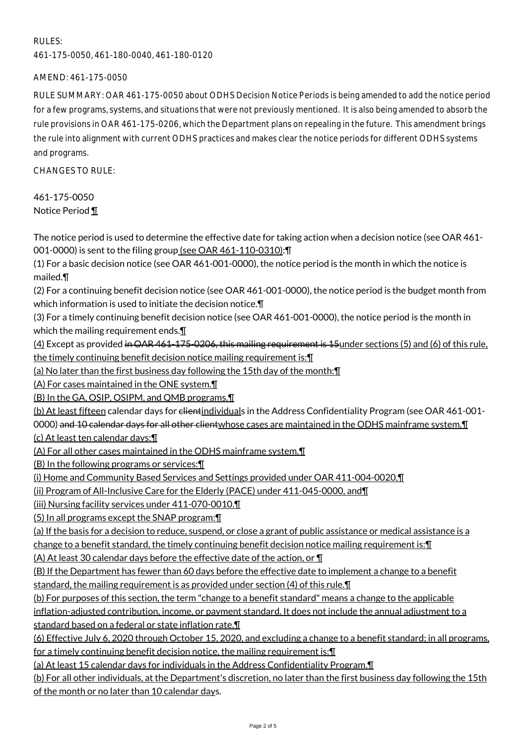RULES:

461-175-0050, 461-180-0040, 461-180-0120

AMEND: 461-175-0050

RULE SUMMARY: OAR 461-175-0050 about ODHS Decision Notice Periods is being amended to add the notice period for a few programs, systems, and situations that were not previously mentioned. It is also being amended to absorb the rule provisions in OAR 461-175-0206, which the Department plans on repealing in the future. This amendment brings the rule into alignment with current ODHS practices and makes clear the notice periods for different ODHS systems and programs.

CHANGES TO RULE:

461-175-0050
Notice Period ¶

The notice period is used to determine the effective date for taking action when a decision notice (see OAR 461-001-0000) is sent to the filing group (see OAR 461-110-0310):¶

(1) For a basic decision notice (see OAR 461-001-0000), the notice period is the month in which the notice is mailed.¶

(2) For a continuing benefit decision notice (see OAR 461-001-0000), the notice period is the budget month from which information is used to initiate the decision notice.¶

(3) For a timely continuing benefit decision notice (see OAR 461-001-0000), the notice period is the month in which the mailing requirement ends.¶

(4) Except as provided ~~in OAR 461-175-0206, this mailing requirement is 15~~under sections (5) and (6) of this rule, the timely continuing benefit decision notice mailing requirement is:¶

(a) No later than the first business day following the 15th day of the month:¶

(A) For cases maintained in the ONE system.¶

(B) In the GA, OSIP, OSIPM, and QMB programs.¶

(b) At least fifteen calendar days for ~~client~~individuals in the Address Confidentiality Program (see OAR 461-001-0000) ~~and 10 calendar days for all other client~~whose cases are maintained in the ODHS mainframe system.¶

(c) At least ten calendar days:¶

(A) For all other cases maintained in the ODHS mainframe system.¶

(B) In the following programs or services:¶

(i) Home and Community Based Services and Settings provided under OAR 411-004-0020,¶

(ii) Program of All-Inclusive Care for the Elderly (PACE) under 411-045-0000, and¶

(iii) Nursing facility services under 411-070-0010.¶

(5) In all programs except the SNAP program:¶

(a) If the basis for a decision to reduce, suspend, or close a grant of public assistance or medical assistance is a change to a benefit standard, the timely continuing benefit decision notice mailing requirement is:¶

(A) At least 30 calendar days before the effective date of the action, or ¶

(B) If the Department has fewer than 60 days before the effective date to implement a change to a benefit standard, the mailing requirement is as provided under section (4) of this rule.¶

(b) For purposes of this section, the term "change to a benefit standard" means a change to the applicable inflation-adjusted contribution, income, or payment standard. It does not include the annual adjustment to a standard based on a federal or state inflation rate.¶

(6) Effective July 6, 2020 through October 15, 2020, and excluding a change to a benefit standard; in all programs, for a timely continuing benefit decision notice, the mailing requirement is:¶

(a) At least 15 calendar days for individuals in the Address Confidentiality Program.¶

(b) For all other individuals, at the Department's discretion, no later than the first business day following the 15th of the month or no later than 10 calendar days.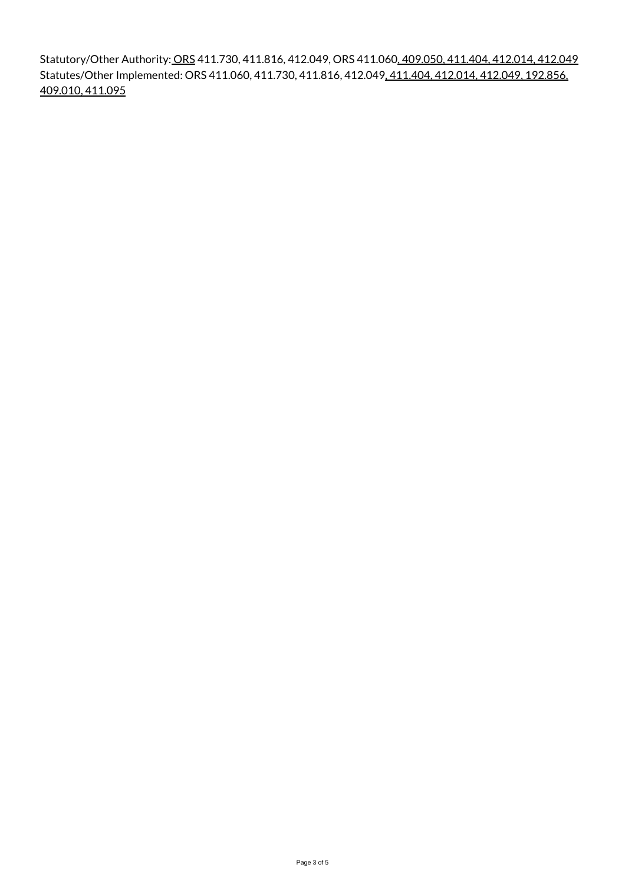Statutory/Other Authority: ORS 411.730, 411.816, 412.049, ORS 411.060, 409.050, 411.404, 412.014, 412.049
Statutes/Other Implemented: ORS 411.060, 411.730, 411.816, 412.049, 411.404, 412.014, 412.049, 192.856, 409.010, 411.095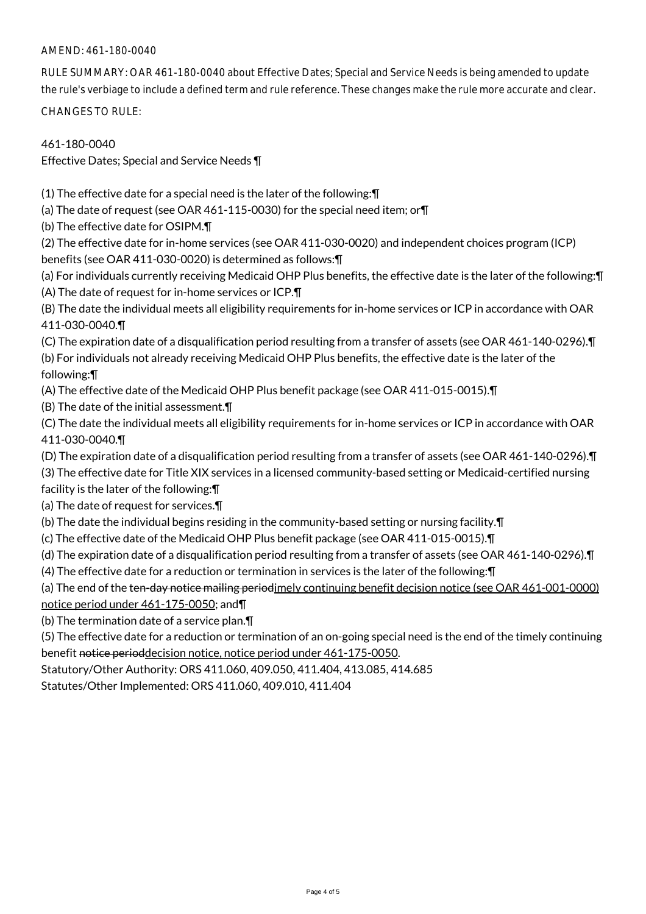AMEND: 461-180-0040

RULE SUMMARY: OAR 461-180-0040 about Effective Dates; Special and Service Needs is being amended to update the rule's verbiage to include a defined term and rule reference. These changes make the rule more accurate and clear.

CHANGES TO RULE:

461-180-0040
Effective Dates; Special and Service Needs ¶

(1) The effective date for a special need is the later of the following:¶
(a) The date of request (see OAR 461-115-0030) for the special need item; or¶
(b) The effective date for OSIPM.¶
(2) The effective date for in-home services (see OAR 411-030-0020) and independent choices program (ICP) benefits (see OAR 411-030-0020) is determined as follows:¶
(a) For individuals currently receiving Medicaid OHP Plus benefits, the effective date is the later of the following:¶
(A) The date of request for in-home services or ICP.¶
(B) The date the individual meets all eligibility requirements for in-home services or ICP in accordance with OAR 411-030-0040.¶
(C) The expiration date of a disqualification period resulting from a transfer of assets (see OAR 461-140-0296).¶
(b) For individuals not already receiving Medicaid OHP Plus benefits, the effective date is the later of the following:¶
(A) The effective date of the Medicaid OHP Plus benefit package (see OAR 411-015-0015).¶
(B) The date of the initial assessment.¶
(C) The date the individual meets all eligibility requirements for in-home services or ICP in accordance with OAR 411-030-0040.¶
(D) The expiration date of a disqualification period resulting from a transfer of assets (see OAR 461-140-0296).¶
(3) The effective date for Title XIX services in a licensed community-based setting or Medicaid-certified nursing facility is the later of the following:¶
(a) The date of request for services.¶
(b) The date the individual begins residing in the community-based setting or nursing facility.¶
(c) The effective date of the Medicaid OHP Plus benefit package (see OAR 411-015-0015).¶
(d) The expiration date of a disqualification period resulting from a transfer of assets (see OAR 461-140-0296).¶
(4) The effective date for a reduction or termination in services is the later of the following:¶
(a) The end of the t~~en-day notice mailing period~~imely continuing benefit decision notice (see OAR 461-001-0000) notice period under 461-175-0050; and¶
(b) The termination date of a service plan.¶
(5) The effective date for a reduction or termination of an on-going special need is the end of the timely continuing benefit ~~notice period~~decision notice, notice period under 461-175-0050.

Statutory/Other Authority: ORS 411.060, 409.050, 411.404, 413.085, 414.685
Statutes/Other Implemented: ORS 411.060, 409.010, 411.404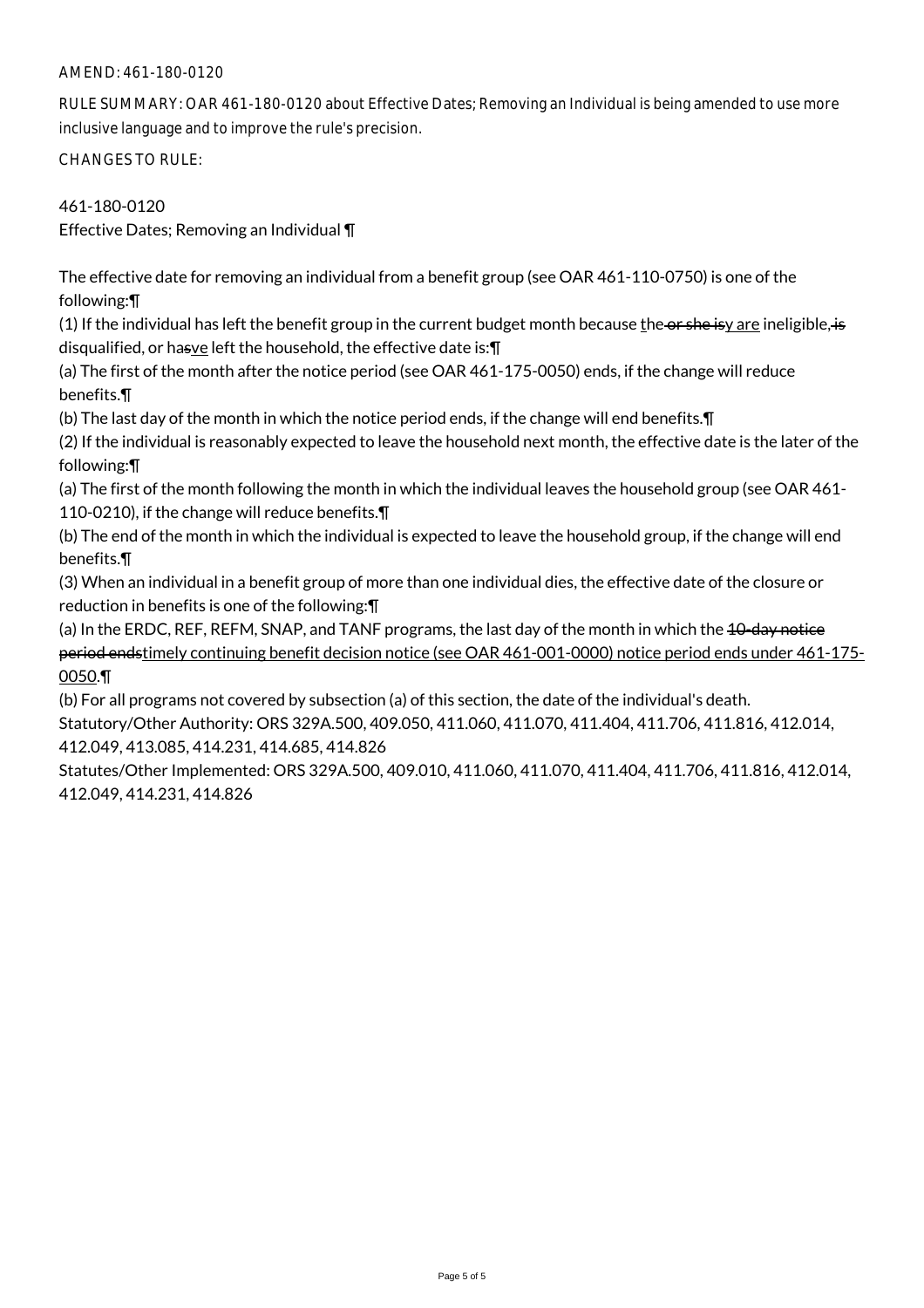AMEND: 461-180-0120

RULE SUMMARY: OAR 461-180-0120 about Effective Dates; Removing an Individual is being amended to use more inclusive language and to improve the rule's precision.

CHANGES TO RULE:

461-180-0120
Effective Dates; Removing an Individual ¶

The effective date for removing an individual from a benefit group (see OAR 461-110-0750) is one of the following:¶

(1) If the individual has left the benefit group in the current budget month because <u>t</u>he~~ or she is~~<u>y are</u> ineligible,~~ is~~ disqualified, or ha~~s~~<u>ve</u> left the household, the effective date is:¶

(a) The first of the month after the notice period (see OAR 461-175-0050) ends, if the change will reduce benefits.¶

(b) The last day of the month in which the notice period ends, if the change will end benefits.¶

(2) If the individual is reasonably expected to leave the household next month, the effective date is the later of the following:¶

(a) The first of the month following the month in which the individual leaves the household group (see OAR 461-110-0210), if the change will reduce benefits.¶

(b) The end of the month in which the individual is expected to leave the household group, if the change will end benefits.¶

(3) When an individual in a benefit group of more than one individual dies, the effective date of the closure or reduction in benefits is one of the following:¶

(a) In the ERDC, REF, REFM, SNAP, and TANF programs, the last day of the month in which the ~~10-day notice period ends~~<u>timely continuing benefit decision notice (see OAR 461-001-0000) notice period ends under 461-175-0050</u>.¶

(b) For all programs not covered by subsection (a) of this section, the date of the individual's death.

Statutory/Other Authority: ORS 329A.500, 409.050, 411.060, 411.070, 411.404, 411.706, 411.816, 412.014, 412.049, 413.085, 414.231, 414.685, 414.826

Statutes/Other Implemented: ORS 329A.500, 409.010, 411.060, 411.070, 411.404, 411.706, 411.816, 412.014, 412.049, 414.231, 414.826